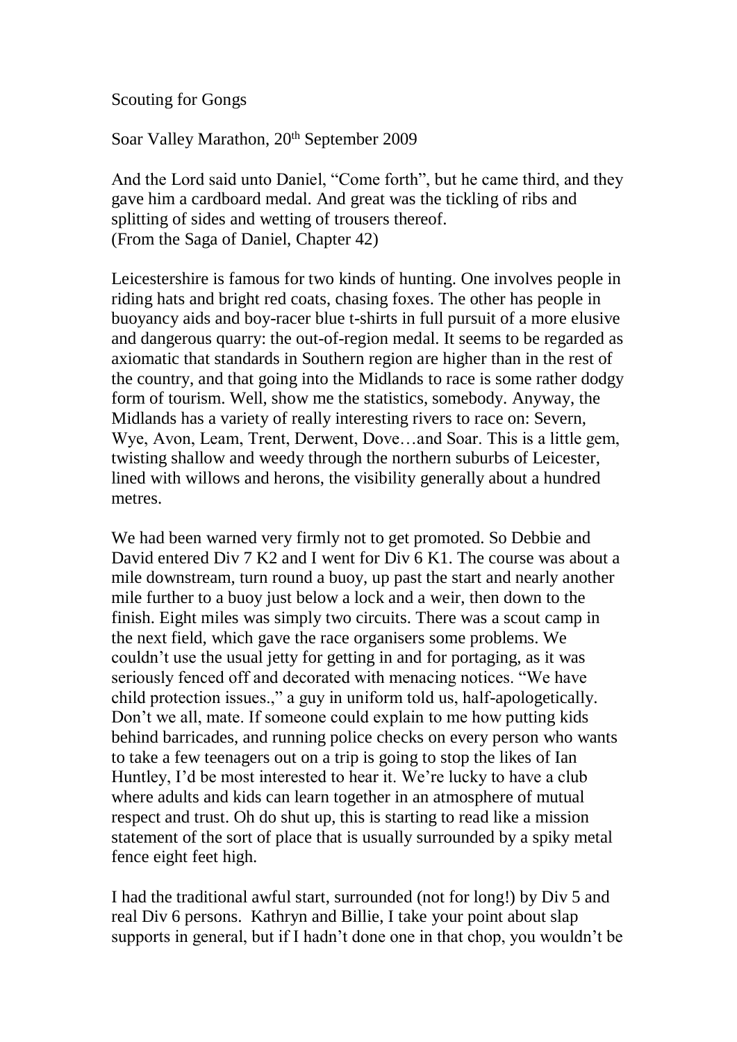Scouting for Gongs

Soar Valley Marathon, 20th September 2009

And the Lord said unto Daniel, "Come forth", but he came third, and they gave him a cardboard medal. And great was the tickling of ribs and splitting of sides and wetting of trousers thereof.
(From the Saga of Daniel, Chapter 42)

Leicestershire is famous for two kinds of hunting. One involves people in riding hats and bright red coats, chasing foxes. The other has people in buoyancy aids and boy-racer blue t-shirts in full pursuit of a more elusive and dangerous quarry: the out-of-region medal. It seems to be regarded as axiomatic that standards in Southern region are higher than in the rest of the country, and that going into the Midlands to race is some rather dodgy form of tourism. Well, show me the statistics, somebody. Anyway, the Midlands has a variety of really interesting rivers to race on: Severn, Wye, Avon, Leam, Trent, Derwent, Dove…and Soar. This is a little gem, twisting shallow and weedy through the northern suburbs of Leicester, lined with willows and herons, the visibility generally about a hundred metres.

We had been warned very firmly not to get promoted. So Debbie and David entered Div 7 K2 and I went for Div 6 K1. The course was about a mile downstream, turn round a buoy, up past the start and nearly another mile further to a buoy just below a lock and a weir, then down to the finish. Eight miles was simply two circuits. There was a scout camp in the next field, which gave the race organisers some problems. We couldn't use the usual jetty for getting in and for portaging, as it was seriously fenced off and decorated with menacing notices. "We have child protection issues.," a guy in uniform told us, half-apologetically. Don't we all, mate. If someone could explain to me how putting kids behind barricades, and running police checks on every person who wants to take a few teenagers out on a trip is going to stop the likes of Ian Huntley, I'd be most interested to hear it. We're lucky to have a club where adults and kids can learn together in an atmosphere of mutual respect and trust. Oh do shut up, this is starting to read like a mission statement of the sort of place that is usually surrounded by a spiky metal fence eight feet high.

I had the traditional awful start, surrounded (not for long!) by Div 5 and real Div 6 persons. Kathryn and Billie, I take your point about slap supports in general, but if I hadn't done one in that chop, you wouldn't be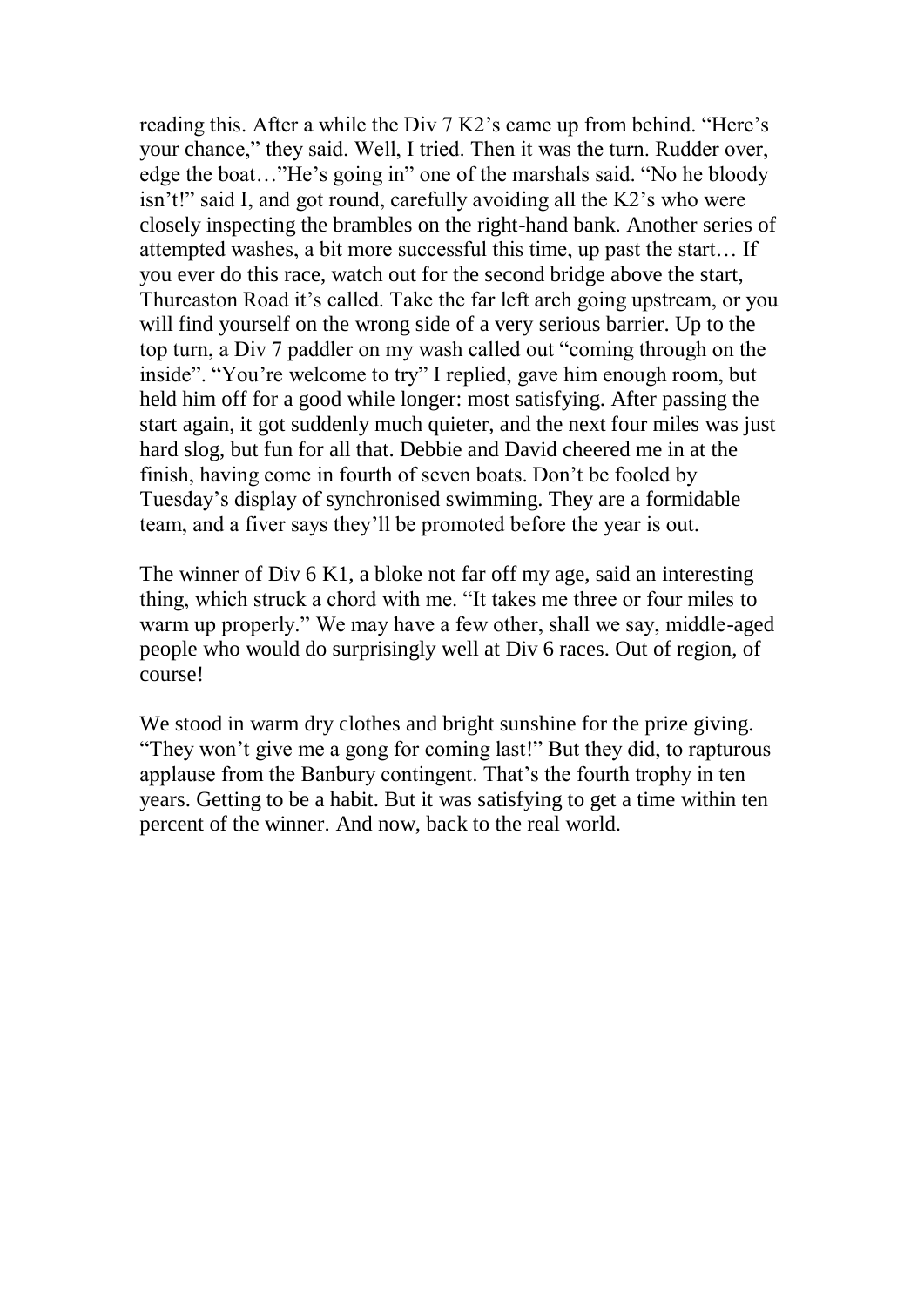reading this. After a while the Div 7 K2's came up from behind. "Here's your chance," they said. Well, I tried. Then it was the turn. Rudder over, edge the boat…"He's going in" one of the marshals said. "No he bloody isn't!" said I, and got round, carefully avoiding all the K2's who were closely inspecting the brambles on the right-hand bank. Another series of attempted washes, a bit more successful this time, up past the start… If you ever do this race, watch out for the second bridge above the start, Thurcaston Road it's called. Take the far left arch going upstream, or you will find yourself on the wrong side of a very serious barrier. Up to the top turn, a Div 7 paddler on my wash called out "coming through on the inside". "You're welcome to try" I replied, gave him enough room, but held him off for a good while longer: most satisfying. After passing the start again, it got suddenly much quieter, and the next four miles was just hard slog, but fun for all that. Debbie and David cheered me in at the finish, having come in fourth of seven boats. Don't be fooled by Tuesday's display of synchronised swimming. They are a formidable team, and a fiver says they'll be promoted before the year is out.

The winner of Div 6 K1, a bloke not far off my age, said an interesting thing, which struck a chord with me. "It takes me three or four miles to warm up properly." We may have a few other, shall we say, middle-aged people who would do surprisingly well at Div 6 races. Out of region, of course!

We stood in warm dry clothes and bright sunshine for the prize giving. "They won't give me a gong for coming last!" But they did, to rapturous applause from the Banbury contingent. That's the fourth trophy in ten years. Getting to be a habit. But it was satisfying to get a time within ten percent of the winner. And now, back to the real world.